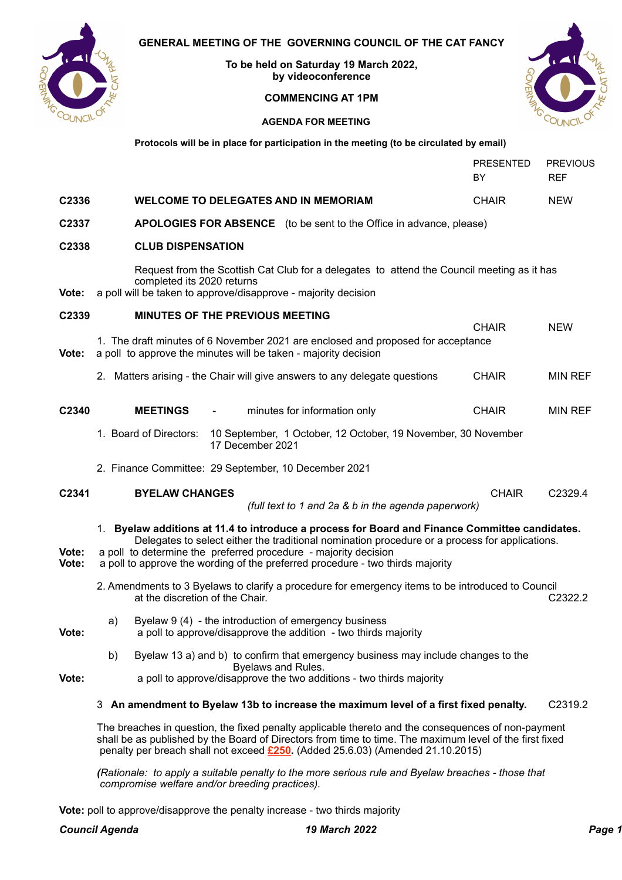# GENERAL MEETING OF THE GOVERNING COUNCIL OF THE CAT FANCY

**To be held on Saturday 19 March 2022, by videoconference**

**COMMENCING AT 1PM**

**AGENDA FOR MEETING**

**Protocols will be in place for participation in the meeting (to be circulated by email)**

| | | PRESENTED BY | PREVIOUS REF |
|---|---|---|---|
| **C2336** | **WELCOME TO DELEGATES AND IN MEMORIAM** | CHAIR | NEW |

**C2337** **APOLOGIES FOR ABSENCE** (to be sent to the Office in advance, please)

**C2338** **CLUB DISPENSATION**

Request from the Scottish Cat Club for a delegates to attend the Council meeting as it has completed its 2020 returns

**Vote:** a poll will be taken to approve/disapprove - majority decision

**C2339** **MINUTES OF THE PREVIOUS MEETING** — CHAIR — NEW

1. The draft minutes of 6 November 2021 are enclosed and proposed for acceptance

**Vote:** a poll to approve the minutes will be taken - majority decision

2. Matters arising - the Chair will give answers to any delegate questions — CHAIR — MIN REF

**C2340** **MEETINGS** - minutes for information only — CHAIR — MIN REF

1. Board of Directors: 10 September, 1 October, 12 October, 19 November, 30 November 17 December 2021

2. Finance Committee: 29 September, 10 December 2021

**C2341** **BYELAW CHANGES** — CHAIR — C2329.4

*(full text to 1 and 2a & b in the agenda paperwork)*

1. **Byelaw additions at 11.4 to introduce a process for Board and Finance Committee candidates.** Delegates to select either the traditional nomination procedure or a process for applications.

**Vote:** a poll to determine the preferred procedure - majority decision
**Vote:** a poll to approve the wording of the preferred procedure - two thirds majority

2. Amendments to 3 Byelaws to clarify a procedure for emergency items to be introduced to Council at the discretion of the Chair. — C2322.2

a) Byelaw 9 (4) - the introduction of emergency business

**Vote:** a poll to approve/disapprove the addition - two thirds majority

b) Byelaw 13 a) and b) to confirm that emergency business may include changes to the Byelaws and Rules.

**Vote:** a poll to approve/disapprove the two additions - two thirds majority

3 **An amendment to Byelaw 13b to increase the maximum level of a first fixed penalty.** — C2319.2

The breaches in question, the fixed penalty applicable thereto and the consequences of non-payment shall be as published by the Board of Directors from time to time. The maximum level of the first fixed penalty per breach shall not exceed **£250**. (Added 25.6.03) (Amended 21.10.2015)

*(Rationale: to apply a suitable penalty to the more serious rule and Byelaw breaches - those that compromise welfare and/or breeding practices).*

**Vote:** poll to approve/disapprove the penalty increase - two thirds majority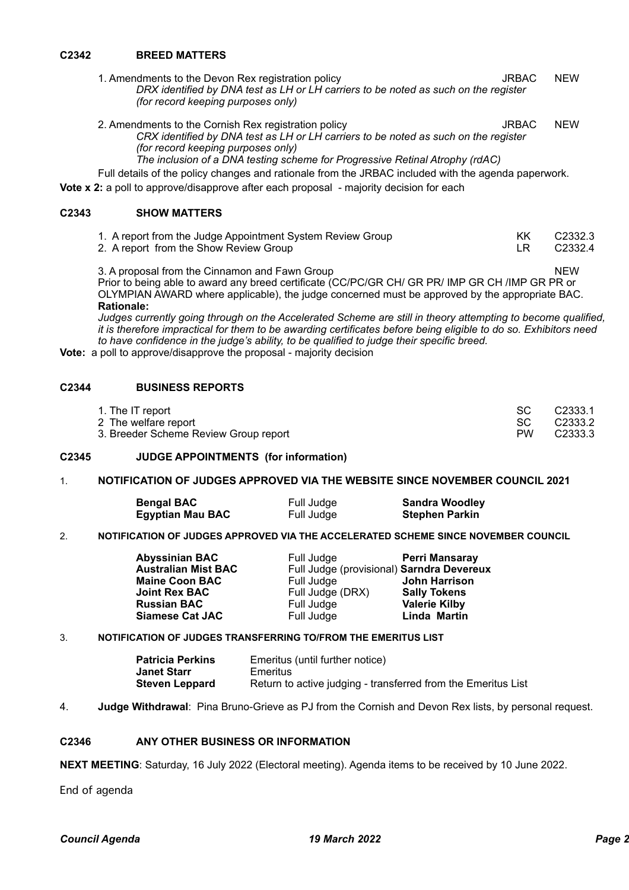## C2342 BREED MATTERS

1. Amendments to the Devon Rex registration policy — JRBAC — NEW
   *DRX identified by DNA test as LH or LH carriers to be noted as such on the register (for record keeping purposes only)*

2. Amendments to the Cornish Rex registration policy — JRBAC — NEW
   *CRX identified by DNA test as LH or LH carriers to be noted as such on the register (for record keeping purposes only)*
   *The inclusion of a DNA testing scheme for Progressive Retinal Atrophy (rdAC)*

Full details of the policy changes and rationale from the JRBAC included with the agenda paperwork.

**Vote x 2:** a poll to approve/disapprove after each proposal - majority decision for each

## C2343 SHOW MATTERS

1. A report from the Judge Appointment System Review Group — KK — C2332.3
2. A report from the Show Review Group — LR — C2332.4

3. A proposal from the Cinnamon and Fawn Group — NEW

Prior to being able to award any breed certificate (CC/PC/GR CH/ GR PR/ IMP GR CH /IMP GR PR or OLYMPIAN AWARD where applicable), the judge concerned must be approved by the appropriate BAC.

**Rationale:**

*Judges currently going through on the Accelerated Scheme are still in theory attempting to become qualified, it is therefore impractical for them to be awarding certificates before being eligible to do so. Exhibitors need to have confidence in the judge's ability, to be qualified to judge their specific breed.*

**Vote:** a poll to approve/disapprove the proposal - majority decision

## C2344 BUSINESS REPORTS

1. The IT report — SC — C2333.1
2 The welfare report — SC — C2333.2
3. Breeder Scheme Review Group report — PW — C2333.3

## C2345 JUDGE APPOINTMENTS (for information)

1. **NOTIFICATION OF JUDGES APPROVED VIA THE WEBSITE SINCE NOVEMBER COUNCIL 2021**

| | | |
|---|---|---|
| **Bengal BAC** | Full Judge | **Sandra Woodley** |
| **Egyptian Mau BAC** | Full Judge | **Stephen Parkin** |

2. **NOTIFICATION OF JUDGES APPROVED VIA THE ACCELERATED SCHEME SINCE NOVEMBER COUNCIL**

| | | |
|---|---|---|
| **Abyssinian BAC** | Full Judge | **Perri Mansaray** |
| **Australian Mist BAC** | Full Judge (provisional) | **Sarndra Devereux** |
| **Maine Coon BAC** | Full Judge | **John Harrison** |
| **Joint Rex BAC** | Full Judge (DRX) | **Sally Tokens** |
| **Russian BAC** | Full Judge | **Valerie Kilby** |
| **Siamese Cat JAC** | Full Judge | **Linda Martin** |

3. **NOTIFICATION OF JUDGES TRANSFERRING TO/FROM THE EMERITUS LIST**

| | |
|---|---|
| **Patricia Perkins** | Emeritus (until further notice) |
| **Janet Starr** | Emeritus |
| **Steven Leppard** | Return to active judging - transferred from the Emeritus List |

4. **Judge Withdrawal**: Pina Bruno-Grieve as PJ from the Cornish and Devon Rex lists, by personal request.

## C2346 ANY OTHER BUSINESS OR INFORMATION

**NEXT MEETING**: Saturday, 16 July 2022 (Electoral meeting). Agenda items to be received by 10 June 2022.

End of agenda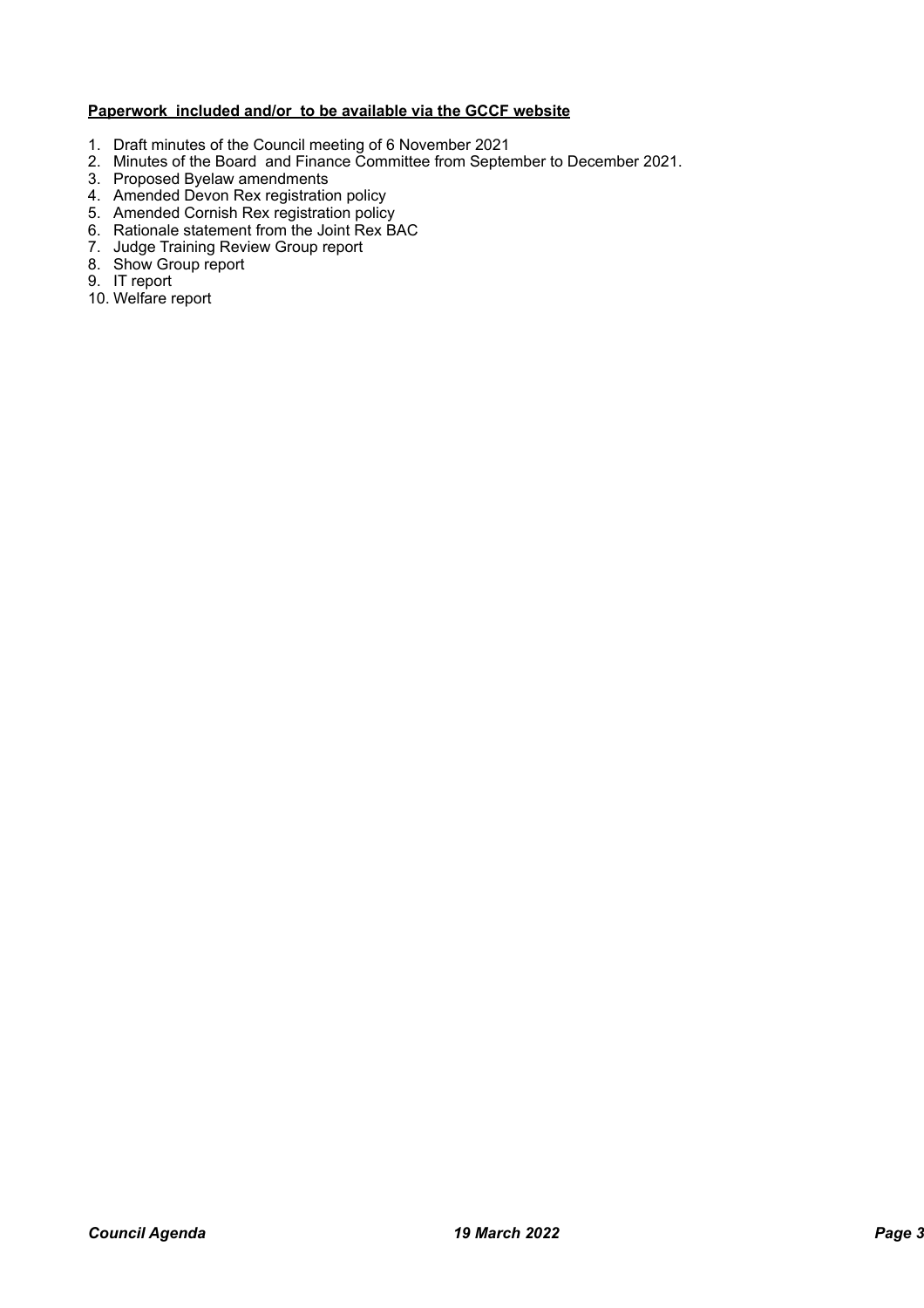**Paperwork included and/or to be available via the GCCF website**

1. Draft minutes of the Council meeting of 6 November 2021
2. Minutes of the Board and Finance Committee from September to December 2021.
3. Proposed Byelaw amendments
4. Amended Devon Rex registration policy
5. Amended Cornish Rex registration policy
6. Rationale statement from the Joint Rex BAC
7. Judge Training Review Group report
8. Show Group report
9. IT report
10. Welfare report